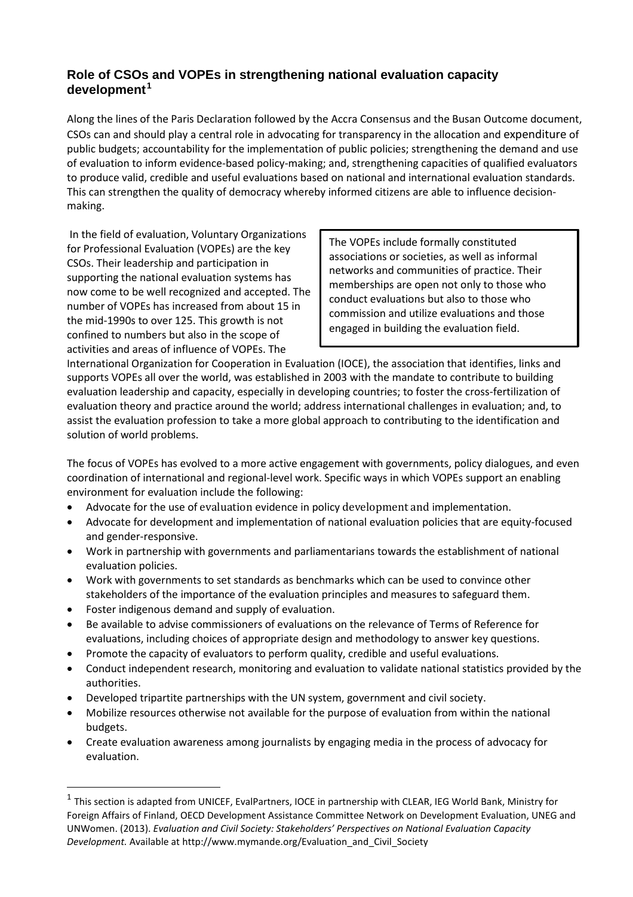## Role of CSOs and VOPEs in strengthening national evaluation capacity development[1]

Along the lines of the Paris Declaration followed by the Accra Consensus and the Busan Outcome document, CSOs can and should play a central role in advocating for transparency in the allocation and expenditure of public budgets; accountability for the implementation of public policies; strengthening the demand and use of evaluation to inform evidence-based policy-making; and, strengthening capacities of qualified evaluators to produce valid, credible and useful evaluations based on national and international evaluation standards. This can strengthen the quality of democracy whereby informed citizens are able to influence decision-making.

In the field of evaluation, Voluntary Organizations for Professional Evaluation (VOPEs) are the key CSOs. Their leadership and participation in supporting the national evaluation systems has now come to be well recognized and accepted. The number of VOPEs has increased from about 15 in the mid-1990s to over 125. This growth is not confined to numbers but also in the scope of activities and areas of influence of VOPEs. The International Organization for Cooperation in Evaluation (IOCE), the association that identifies, links and supports VOPEs all over the world, was established in 2003 with the mandate to contribute to building evaluation leadership and capacity, especially in developing countries; to foster the cross-fertilization of evaluation theory and practice around the world; address international challenges in evaluation; and, to assist the evaluation profession to take a more global approach to contributing to the identification and solution of world problems.

> The VOPEs include formally constituted associations or societies, as well as informal networks and communities of practice. Their memberships are open not only to those who conduct evaluations but also to those who commission and utilize evaluations and those engaged in building the evaluation field.

The focus of VOPEs has evolved to a more active engagement with governments, policy dialogues, and even coordination of international and regional-level work. Specific ways in which VOPEs support an enabling environment for evaluation include the following:

- Advocate for the use of evaluation evidence in policy development and implementation.
- Advocate for development and implementation of national evaluation policies that are equity-focused and gender-responsive.
- Work in partnership with governments and parliamentarians towards the establishment of national evaluation policies.
- Work with governments to set standards as benchmarks which can be used to convince other stakeholders of the importance of the evaluation principles and measures to safeguard them.
- Foster indigenous demand and supply of evaluation.
- Be available to advise commissioners of evaluations on the relevance of Terms of Reference for evaluations, including choices of appropriate design and methodology to answer key questions.
- Promote the capacity of evaluators to perform quality, credible and useful evaluations.
- Conduct independent research, monitoring and evaluation to validate national statistics provided by the authorities.
- Developed tripartite partnerships with the UN system, government and civil society.
- Mobilize resources otherwise not available for the purpose of evaluation from within the national budgets.
- Create evaluation awareness among journalists by engaging media in the process of advocacy for evaluation.

---

[1] This section is adapted from UNICEF, EvalPartners, IOCE in partnership with CLEAR, IEG World Bank, Ministry for Foreign Affairs of Finland, OECD Development Assistance Committee Network on Development Evaluation, UNEG and UNWomen. (2013). *Evaluation and Civil Society: Stakeholders' Perspectives on National Evaluation Capacity Development.* Available at http://www.mymande.org/Evaluation_and_Civil_Society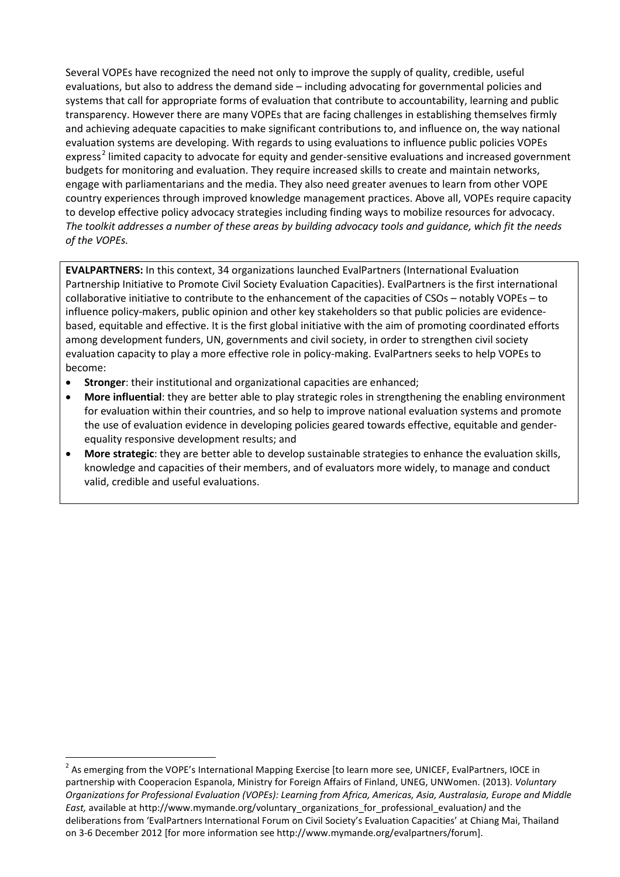Several VOPEs have recognized the need not only to improve the supply of quality, credible, useful evaluations, but also to address the demand side – including advocating for governmental policies and systems that call for appropriate forms of evaluation that contribute to accountability, learning and public transparency. However there are many VOPEs that are facing challenges in establishing themselves firmly and achieving adequate capacities to make significant contributions to, and influence on, the way national evaluation systems are developing. With regards to using evaluations to influence public policies VOPEs express[2] limited capacity to advocate for equity and gender-sensitive evaluations and increased government budgets for monitoring and evaluation. They require increased skills to create and maintain networks, engage with parliamentarians and the media. They also need greater avenues to learn from other VOPE country experiences through improved knowledge management practices. Above all, VOPEs require capacity to develop effective policy advocacy strategies including finding ways to mobilize resources for advocacy. *The toolkit addresses a number of these areas by building advocacy tools and guidance, which fit the needs of the VOPEs.*

**EVALPARTNERS:** In this context, 34 organizations launched EvalPartners (International Evaluation Partnership Initiative to Promote Civil Society Evaluation Capacities). EvalPartners is the first international collaborative initiative to contribute to the enhancement of the capacities of CSOs – notably VOPEs – to influence policy-makers, public opinion and other key stakeholders so that public policies are evidence-based, equitable and effective. It is the first global initiative with the aim of promoting coordinated efforts among development funders, UN, governments and civil society, in order to strengthen civil society evaluation capacity to play a more effective role in policy-making. EvalPartners seeks to help VOPEs to become:

- **Stronger**: their institutional and organizational capacities are enhanced;
- **More influential**: they are better able to play strategic roles in strengthening the enabling environment for evaluation within their countries, and so help to improve national evaluation systems and promote the use of evaluation evidence in developing policies geared towards effective, equitable and gender-equality responsive development results; and
- **More strategic**: they are better able to develop sustainable strategies to enhance the evaluation skills, knowledge and capacities of their members, and of evaluators more widely, to manage and conduct valid, credible and useful evaluations.

[2] As emerging from the VOPE's International Mapping Exercise [to learn more see, UNICEF, EvalPartners, IOCE in partnership with Cooperacion Espanola, Ministry for Foreign Affairs of Finland, UNEG, UNWomen. (2013). *Voluntary Organizations for Professional Evaluation (VOPEs): Learning from Africa, Americas, Asia, Australasia, Europe and Middle East,* available at http://www.mymande.org/voluntary_organizations_for_professional_evaluation*)* and the deliberations from 'EvalPartners International Forum on Civil Society's Evaluation Capacities' at Chiang Mai, Thailand on 3-6 December 2012 [for more information see http://www.mymande.org/evalpartners/forum].